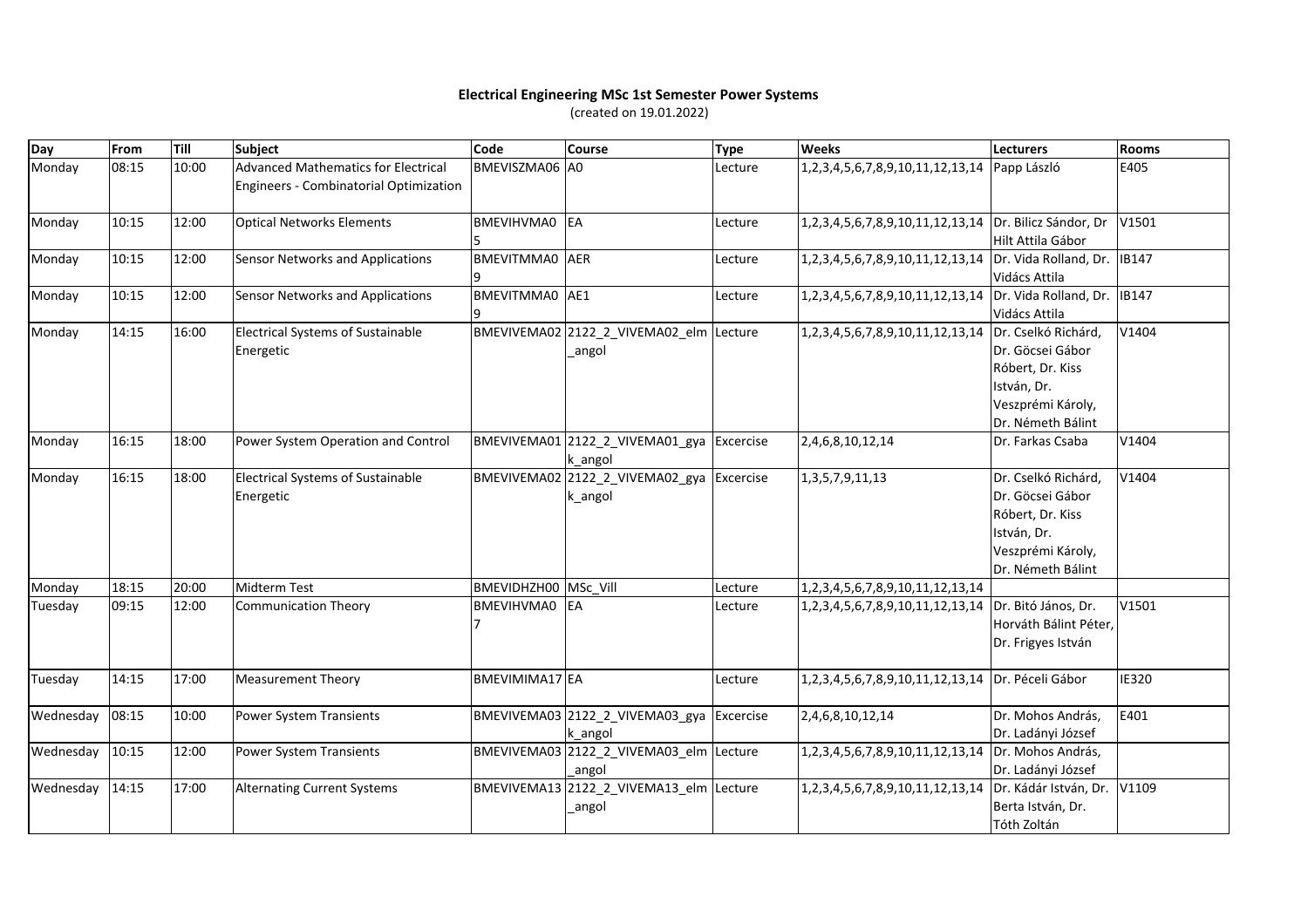**Electrical Engineering MSc 1st Semester Power Systems**

(created on 19.01.2022)

| Day | From | Till | Subject | Code | Course | Type | Weeks | Lecturers | Rooms |
|---|---|---|---|---|---|---|---|---|---|
| Monday | 08:15 | 10:00 | Advanced Mathematics for Electrical Engineers - Combinatorial Optimization | BMEVISZMA06 | A0 | Lecture | 1,2,3,4,5,6,7,8,9,10,11,12,13,14 | Papp László | E405 |
| Monday | 10:15 | 12:00 | Optical Networks Elements | BMEVIHVMA05 | EA | Lecture | 1,2,3,4,5,6,7,8,9,10,11,12,13,14 | Dr. Bilicz Sándor, Dr Hilt Attila Gábor | V1501 |
| Monday | 10:15 | 12:00 | Sensor Networks and Applications | BMEVITMMA09 | AER | Lecture | 1,2,3,4,5,6,7,8,9,10,11,12,13,14 | Dr. Vida Rolland, Dr. Vidács Attila | IB147 |
| Monday | 10:15 | 12:00 | Sensor Networks and Applications | BMEVITMMA09 | AE1 | Lecture | 1,2,3,4,5,6,7,8,9,10,11,12,13,14 | Dr. Vida Rolland, Dr. Vidács Attila | IB147 |
| Monday | 14:15 | 16:00 | Electrical Systems of Sustainable Energetic | BMEVIVEMA02 | 2122_2_VIVEMA02_elm_angol | Lecture | 1,2,3,4,5,6,7,8,9,10,11,12,13,14 | Dr. Cselkó Richárd, Dr. Göcsei Gábor Róbert, Dr. Kiss István, Dr. Veszprémi Károly, Dr. Németh Bálint | V1404 |
| Monday | 16:15 | 18:00 | Power System Operation and Control | BMEVIVEMA01 | 2122_2_VIVEMA01_gyak_angol | Excercise | 2,4,6,8,10,12,14 | Dr. Farkas Csaba | V1404 |
| Monday | 16:15 | 18:00 | Electrical Systems of Sustainable Energetic | BMEVIVEMA02 | 2122_2_VIVEMA02_gyak_angol | Excercise | 1,3,5,7,9,11,13 | Dr. Cselkó Richárd, Dr. Göcsei Gábor Róbert, Dr. Kiss István, Dr. Veszprémi Károly, Dr. Németh Bálint | V1404 |
| Monday | 18:15 | 20:00 | Midterm Test | BMEVIDHZH00 | MSc_Vill | Lecture | 1,2,3,4,5,6,7,8,9,10,11,12,13,14 | | |
| Tuesday | 09:15 | 12:00 | Communication Theory | BMEVIHVMA07 | EA | Lecture | 1,2,3,4,5,6,7,8,9,10,11,12,13,14 | Dr. Bitó János, Dr. Horváth Bálint Péter, Dr. Frigyes István | V1501 |
| Tuesday | 14:15 | 17:00 | Measurement Theory | BMEVIMIMA17 | EA | Lecture | 1,2,3,4,5,6,7,8,9,10,11,12,13,14 | Dr. Péceli Gábor | IE320 |
| Wednesday | 08:15 | 10:00 | Power System Transients | BMEVIVEMA03 | 2122_2_VIVEMA03_gyak_angol | Excercise | 2,4,6,8,10,12,14 | Dr. Mohos András, Dr. Ladányi József | E401 |
| Wednesday | 10:15 | 12:00 | Power System Transients | BMEVIVEMA03 | 2122_2_VIVEMA03_elm_angol | Lecture | 1,2,3,4,5,6,7,8,9,10,11,12,13,14 | Dr. Mohos András, Dr. Ladányi József | |
| Wednesday | 14:15 | 17:00 | Alternating Current Systems | BMEVIVEMA13 | 2122_2_VIVEMA13_elm_angol | Lecture | 1,2,3,4,5,6,7,8,9,10,11,12,13,14 | Dr. Kádár István, Dr. Berta István, Dr. Tóth Zoltán | V1109 |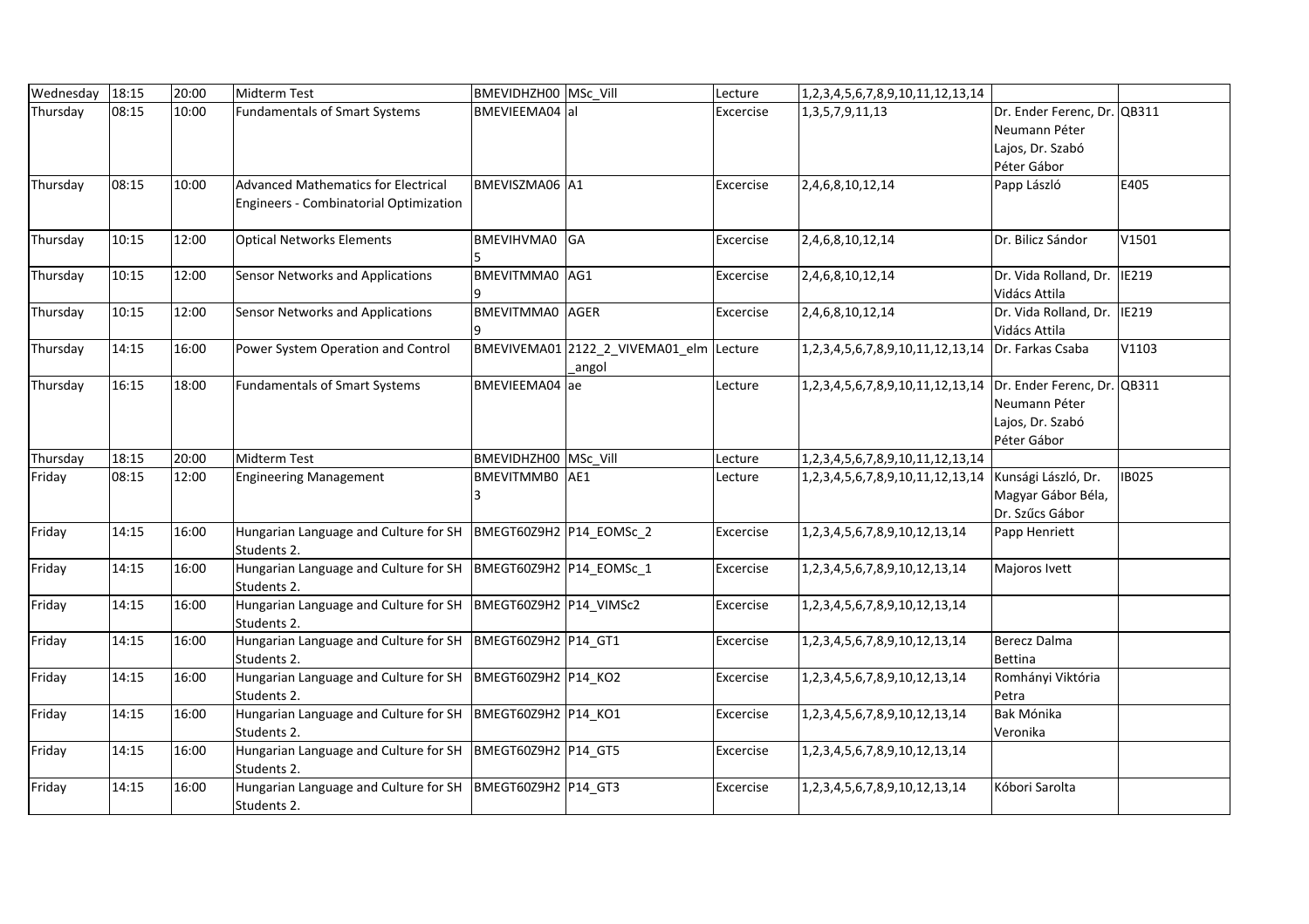| Wednesday | 18:15 | 20:00 | Midterm Test | BMEVIDHZH00 | MSc_Vill | Lecture | 1,2,3,4,5,6,7,8,9,10,11,12,13,14 | | |
|---|---|---|---|---|---|---|---|---|---|
| Thursday | 08:15 | 10:00 | Fundamentals of Smart Systems | BMEVIEEMA04 | al | Excercise | 1,3,5,7,9,11,13 | Dr. Ender Ferenc, Dr. Neumann Péter Lajos, Dr. Szabó Péter Gábor | QB311 |
| Thursday | 08:15 | 10:00 | Advanced Mathematics for Electrical Engineers - Combinatorial Optimization | BMEVISZMA06 | A1 | Excercise | 2,4,6,8,10,12,14 | Papp László | E405 |
| Thursday | 10:15 | 12:00 | Optical Networks Elements | BMEVIHVMA05 | GA | Excercise | 2,4,6,8,10,12,14 | Dr. Bilicz Sándor | V1501 |
| Thursday | 10:15 | 12:00 | Sensor Networks and Applications | BMEVITMMA09 | AG1 | Excercise | 2,4,6,8,10,12,14 | Dr. Vida Rolland, Dr. Vidács Attila | IE219 |
| Thursday | 10:15 | 12:00 | Sensor Networks and Applications | BMEVITMMA09 | AGER | Excercise | 2,4,6,8,10,12,14 | Dr. Vida Rolland, Dr. Vidács Attila | IE219 |
| Thursday | 14:15 | 16:00 | Power System Operation and Control | BMEVIVEMA01 | 2122_2_VIVEMA01_elm_angol | Lecture | 1,2,3,4,5,6,7,8,9,10,11,12,13,14 | Dr. Farkas Csaba | V1103 |
| Thursday | 16:15 | 18:00 | Fundamentals of Smart Systems | BMEVIEEMA04 | ae | Lecture | 1,2,3,4,5,6,7,8,9,10,11,12,13,14 | Dr. Ender Ferenc, Dr. Neumann Péter Lajos, Dr. Szabó Péter Gábor | QB311 |
| Thursday | 18:15 | 20:00 | Midterm Test | BMEVIDHZH00 | MSc_Vill | Lecture | 1,2,3,4,5,6,7,8,9,10,11,12,13,14 | | |
| Friday | 08:15 | 12:00 | Engineering Management | BMEVITMMB03 | AE1 | Lecture | 1,2,3,4,5,6,7,8,9,10,11,12,13,14 | Kunsági László, Dr. Magyar Gábor Béla, Dr. Szűcs Gábor | IB025 |
| Friday | 14:15 | 16:00 | Hungarian Language and Culture for SH Students 2. | BMEGT60Z9H2 | P14_EOMSc_2 | Excercise | 1,2,3,4,5,6,7,8,9,10,12,13,14 | Papp Henriett | |
| Friday | 14:15 | 16:00 | Hungarian Language and Culture for SH Students 2. | BMEGT60Z9H2 | P14_EOMSc_1 | Excercise | 1,2,3,4,5,6,7,8,9,10,12,13,14 | Majoros Ivett | |
| Friday | 14:15 | 16:00 | Hungarian Language and Culture for SH Students 2. | BMEGT60Z9H2 | P14_VIMSc2 | Excercise | 1,2,3,4,5,6,7,8,9,10,12,13,14 | | |
| Friday | 14:15 | 16:00 | Hungarian Language and Culture for SH Students 2. | BMEGT60Z9H2 | P14_GT1 | Excercise | 1,2,3,4,5,6,7,8,9,10,12,13,14 | Berecz Dalma Bettina | |
| Friday | 14:15 | 16:00 | Hungarian Language and Culture for SH Students 2. | BMEGT60Z9H2 | P14_KO2 | Excercise | 1,2,3,4,5,6,7,8,9,10,12,13,14 | Romhányi Viktória Petra | |
| Friday | 14:15 | 16:00 | Hungarian Language and Culture for SH Students 2. | BMEGT60Z9H2 | P14_KO1 | Excercise | 1,2,3,4,5,6,7,8,9,10,12,13,14 | Bak Mónika Veronika | |
| Friday | 14:15 | 16:00 | Hungarian Language and Culture for SH Students 2. | BMEGT60Z9H2 | P14_GT5 | Excercise | 1,2,3,4,5,6,7,8,9,10,12,13,14 | | |
| Friday | 14:15 | 16:00 | Hungarian Language and Culture for SH Students 2. | BMEGT60Z9H2 | P14_GT3 | Excercise | 1,2,3,4,5,6,7,8,9,10,12,13,14 | Kóbori Sarolta | |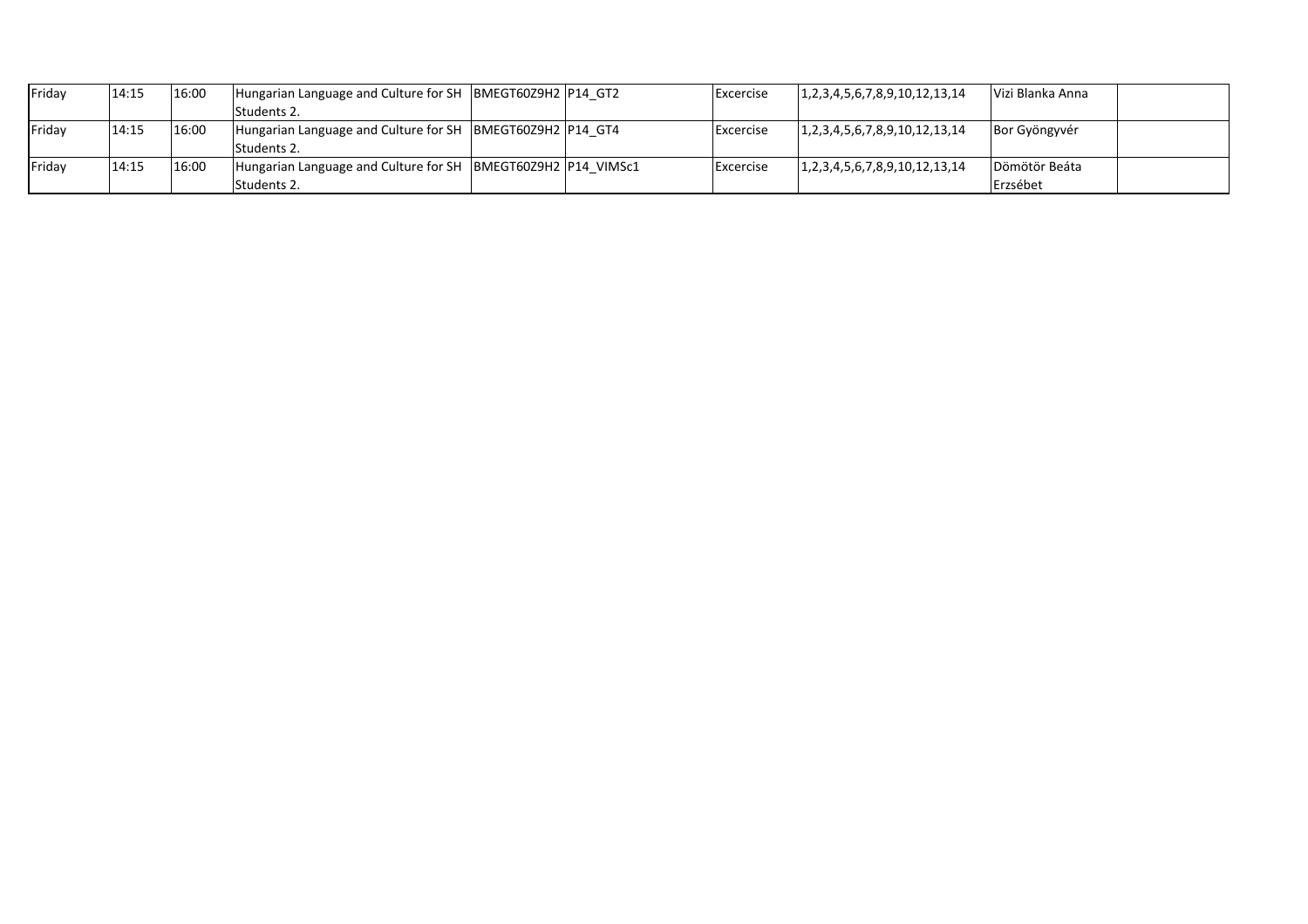| | | | | | | | | | |
|---|---|---|---|---|---|---|---|---|---|
| Friday | 14:15 | 16:00 | Hungarian Language and Culture for SH Students 2. | BMEGT60Z9H2 | P14_GT2 | Excercise | 1,2,3,4,5,6,7,8,9,10,12,13,14 | Vizi Blanka Anna | |
| Friday | 14:15 | 16:00 | Hungarian Language and Culture for SH Students 2. | BMEGT60Z9H2 | P14_GT4 | Excercise | 1,2,3,4,5,6,7,8,9,10,12,13,14 | Bor Gyöngyvér | |
| Friday | 14:15 | 16:00 | Hungarian Language and Culture for SH Students 2. | BMEGT60Z9H2 | P14_VIMSc1 | Excercise | 1,2,3,4,5,6,7,8,9,10,12,13,14 | Dömötör Beáta Erzsébet | |